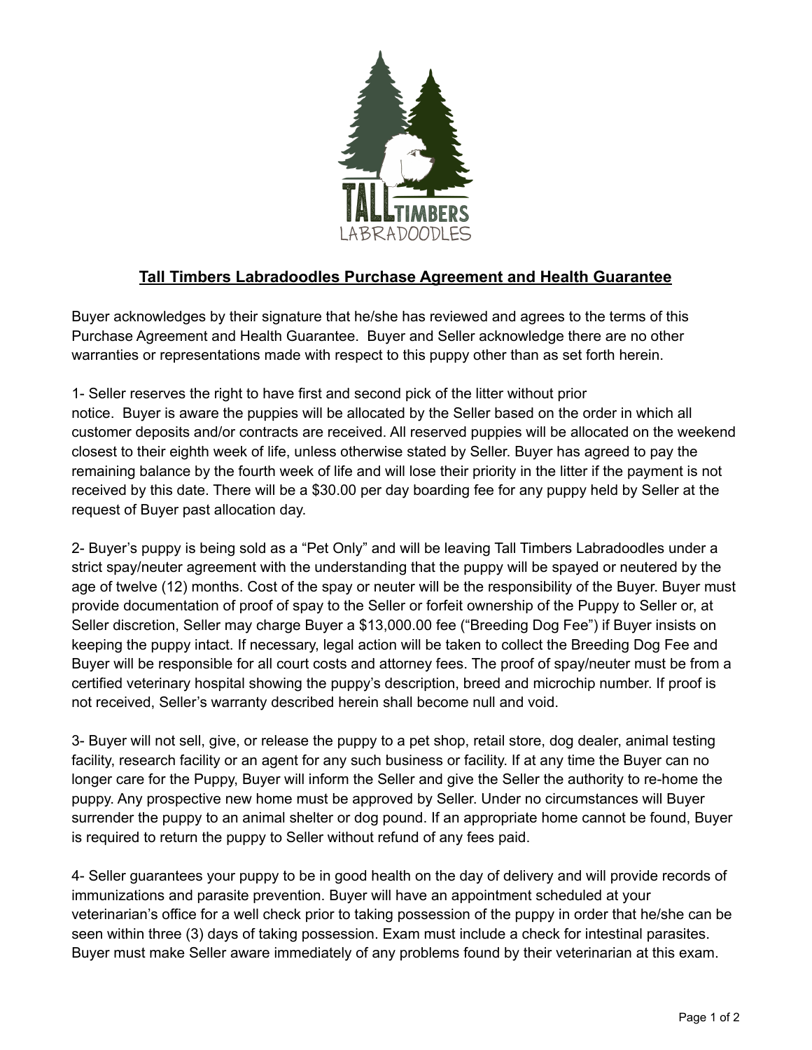## Tall Timbers Labradoodles Purchase Agreement and Health Guarantee

Buyer acknowledges by their signature that he/she has reviewed and agrees to the terms of this Purchase Agreement and Health Guarantee. Buyer and Seller acknowledge there are no other warranties or representations made with respect to this puppy other than as set forth herein.

1- Seller reserves the right to have first and second pick of the litter without prior notice. Buyer is aware the puppies will be allocated by the Seller based on the order in which all customer deposits and/or contracts are received. All reserved puppies will be allocated on the weekend closest to their eighth week of life, unless otherwise stated by Seller. Buyer has agreed to pay the remaining balance by the fourth week of life and will lose their priority in the litter if the payment is not received by this date. There will be a $30.00 per day boarding fee for any puppy held by Seller at the request of Buyer past allocation day.

2- Buyer's puppy is being sold as a "Pet Only" and will be leaving Tall Timbers Labradoodles under a strict spay/neuter agreement with the understanding that the puppy will be spayed or neutered by the age of twelve (12) months. Cost of the spay or neuter will be the responsibility of the Buyer. Buyer must provide documentation of proof of spay to the Seller or forfeit ownership of the Puppy to Seller or, at Seller discretion, Seller may charge Buyer a $13,000.00 fee ("Breeding Dog Fee") if Buyer insists on keeping the puppy intact. If necessary, legal action will be taken to collect the Breeding Dog Fee and Buyer will be responsible for all court costs and attorney fees. The proof of spay/neuter must be from a certified veterinary hospital showing the puppy's description, breed and microchip number. If proof is not received, Seller's warranty described herein shall become null and void.

3- Buyer will not sell, give, or release the puppy to a pet shop, retail store, dog dealer, animal testing facility, research facility or an agent for any such business or facility. If at any time the Buyer can no longer care for the Puppy, Buyer will inform the Seller and give the Seller the authority to re-home the puppy. Any prospective new home must be approved by Seller. Under no circumstances will Buyer surrender the puppy to an animal shelter or dog pound. If an appropriate home cannot be found, Buyer is required to return the puppy to Seller without refund of any fees paid.

4- Seller guarantees your puppy to be in good health on the day of delivery and will provide records of immunizations and parasite prevention. Buyer will have an appointment scheduled at your veterinarian's office for a well check prior to taking possession of the puppy in order that he/she can be seen within three (3) days of taking possession. Exam must include a check for intestinal parasites. Buyer must make Seller aware immediately of any problems found by their veterinarian at this exam.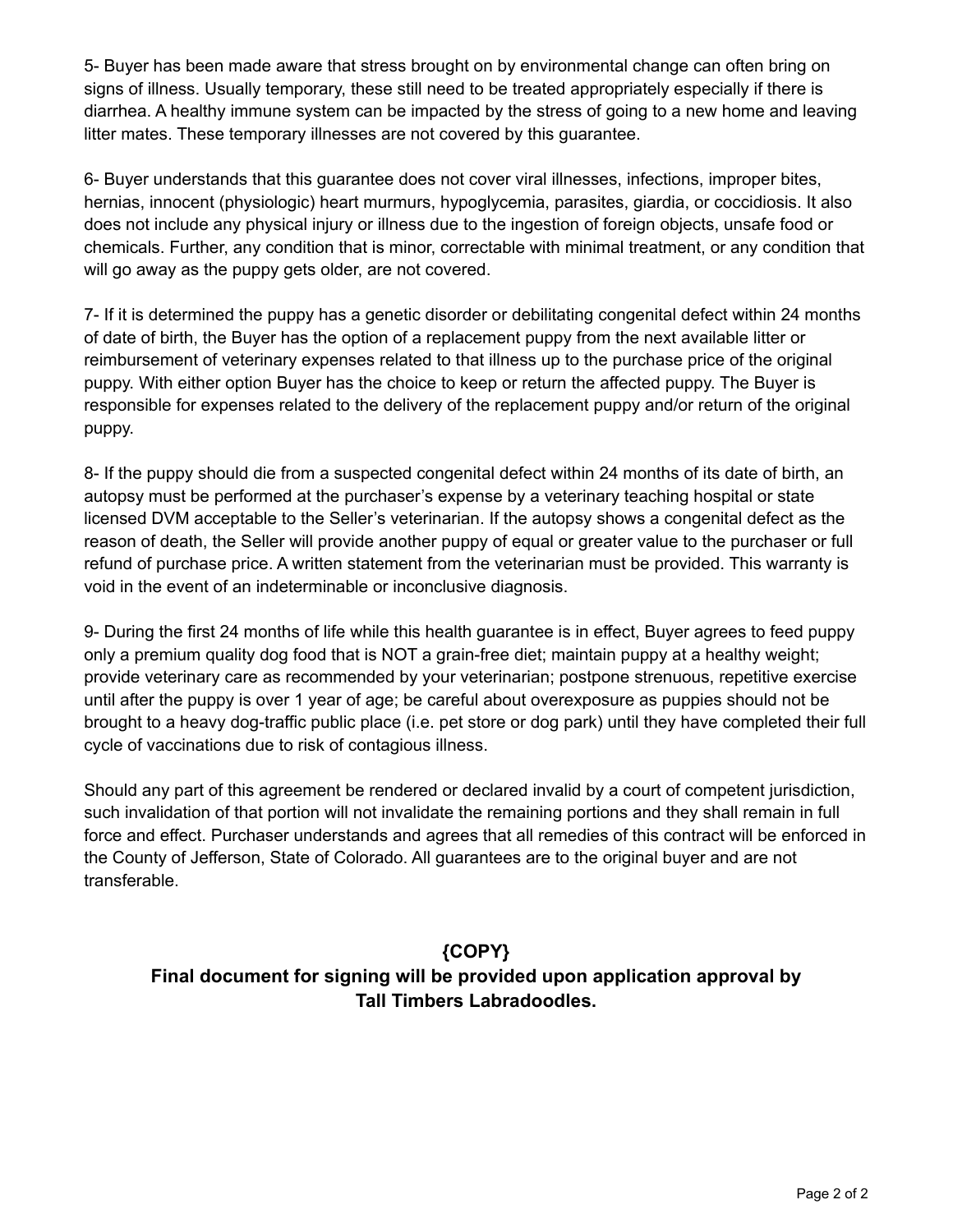5- Buyer has been made aware that stress brought on by environmental change can often bring on signs of illness. Usually temporary, these still need to be treated appropriately especially if there is diarrhea. A healthy immune system can be impacted by the stress of going to a new home and leaving litter mates. These temporary illnesses are not covered by this guarantee.

6- Buyer understands that this guarantee does not cover viral illnesses, infections, improper bites, hernias, innocent (physiologic) heart murmurs, hypoglycemia, parasites, giardia, or coccidiosis. It also does not include any physical injury or illness due to the ingestion of foreign objects, unsafe food or chemicals. Further, any condition that is minor, correctable with minimal treatment, or any condition that will go away as the puppy gets older, are not covered.

7- If it is determined the puppy has a genetic disorder or debilitating congenital defect within 24 months of date of birth, the Buyer has the option of a replacement puppy from the next available litter or reimbursement of veterinary expenses related to that illness up to the purchase price of the original puppy. With either option Buyer has the choice to keep or return the affected puppy. The Buyer is responsible for expenses related to the delivery of the replacement puppy and/or return of the original puppy.

8- If the puppy should die from a suspected congenital defect within 24 months of its date of birth, an autopsy must be performed at the purchaser's expense by a veterinary teaching hospital or state licensed DVM acceptable to the Seller's veterinarian. If the autopsy shows a congenital defect as the reason of death, the Seller will provide another puppy of equal or greater value to the purchaser or full refund of purchase price. A written statement from the veterinarian must be provided. This warranty is void in the event of an indeterminable or inconclusive diagnosis.

9- During the first 24 months of life while this health guarantee is in effect, Buyer agrees to feed puppy only a premium quality dog food that is NOT a grain-free diet; maintain puppy at a healthy weight; provide veterinary care as recommended by your veterinarian; postpone strenuous, repetitive exercise until after the puppy is over 1 year of age; be careful about overexposure as puppies should not be brought to a heavy dog-traffic public place (i.e. pet store or dog park) until they have completed their full cycle of vaccinations due to risk of contagious illness.

Should any part of this agreement be rendered or declared invalid by a court of competent jurisdiction, such invalidation of that portion will not invalidate the remaining portions and they shall remain in full force and effect. Purchaser understands and agrees that all remedies of this contract will be enforced in the County of Jefferson, State of Colorado. All guarantees are to the original buyer and are not transferable.

**{COPY}**

**Final document for signing will be provided upon application approval by Tall Timbers Labradoodles.**